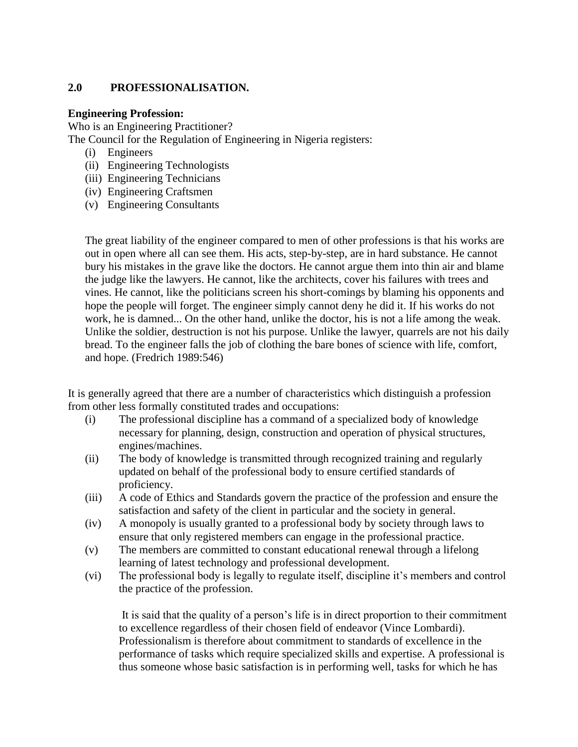## 2.0 PROFESSIONALISATION.

**Engineering Profession:**

Who is an Engineering Practitioner?

The Council for the Regulation of Engineering in Nigeria registers:

(i) Engineers
(ii) Engineering Technologists
(iii) Engineering Technicians
(iv) Engineering Craftsmen
(v) Engineering Consultants

> The great liability of the engineer compared to men of other professions is that his works are out in open where all can see them. His acts, step-by-step, are in hard substance. He cannot bury his mistakes in the grave like the doctors. He cannot argue them into thin air and blame the judge like the lawyers. He cannot, like the architects, cover his failures with trees and vines. He cannot, like the politicians screen his short-comings by blaming his opponents and hope the people will forget. The engineer simply cannot deny he did it. If his works do not work, he is damned... On the other hand, unlike the doctor, his is not a life among the weak. Unlike the soldier, destruction is not his purpose. Unlike the lawyer, quarrels are not his daily bread. To the engineer falls the job of clothing the bare bones of science with life, comfort, and hope. (Fredrich 1989:546)

It is generally agreed that there are a number of characteristics which distinguish a profession from other less formally constituted trades and occupations:

(i) The professional discipline has a command of a specialized body of knowledge necessary for planning, design, construction and operation of physical structures, engines/machines.
(ii) The body of knowledge is transmitted through recognized training and regularly updated on behalf of the professional body to ensure certified standards of proficiency.
(iii) A code of Ethics and Standards govern the practice of the profession and ensure the satisfaction and safety of the client in particular and the society in general.
(iv) A monopoly is usually granted to a professional body by society through laws to ensure that only registered members can engage in the professional practice.
(v) The members are committed to constant educational renewal through a lifelong learning of latest technology and professional development.
(vi) The professional body is legally to regulate itself, discipline it's members and control the practice of the profession.

It is said that the quality of a person's life is in direct proportion to their commitment to excellence regardless of their chosen field of endeavor (Vince Lombardi). Professionalism is therefore about commitment to standards of excellence in the performance of tasks which require specialized skills and expertise. A professional is thus someone whose basic satisfaction is in performing well, tasks for which he has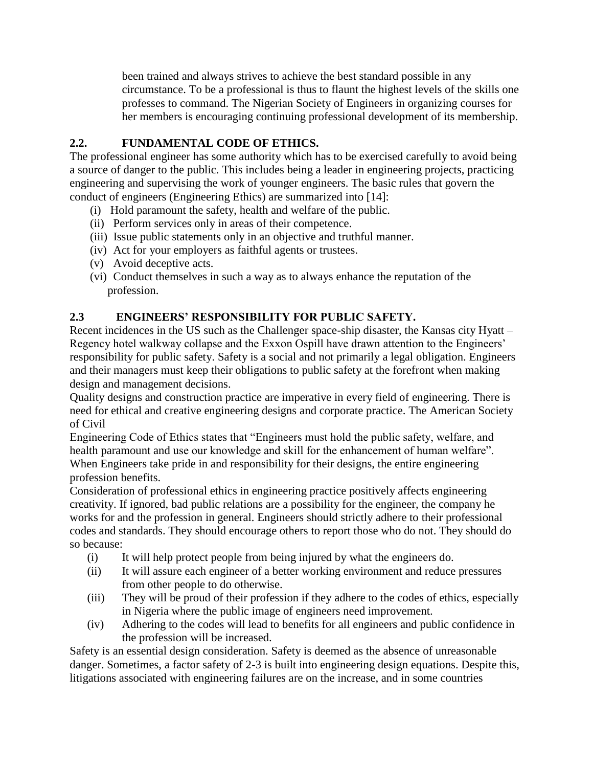been trained and always strives to achieve the best standard possible in any circumstance. To be a professional is thus to flaunt the highest levels of the skills one professes to command. The Nigerian Society of Engineers in organizing courses for her members is encouraging continuing professional development of its membership.

## 2.2. FUNDAMENTAL CODE OF ETHICS.

The professional engineer has some authority which has to be exercised carefully to avoid being a source of danger to the public. This includes being a leader in engineering projects, practicing engineering and supervising the work of younger engineers. The basic rules that govern the conduct of engineers (Engineering Ethics) are summarized into [14]:

(i) Hold paramount the safety, health and welfare of the public.
(ii) Perform services only in areas of their competence.
(iii) Issue public statements only in an objective and truthful manner.
(iv) Act for your employers as faithful agents or trustees.
(v) Avoid deceptive acts.
(vi) Conduct themselves in such a way as to always enhance the reputation of the profession.

## 2.3 ENGINEERS' RESPONSIBILITY FOR PUBLIC SAFETY.

Recent incidences in the US such as the Challenger space-ship disaster, the Kansas city Hyatt – Regency hotel walkway collapse and the Exxon Ospill have drawn attention to the Engineers' responsibility for public safety. Safety is a social and not primarily a legal obligation. Engineers and their managers must keep their obligations to public safety at the forefront when making design and management decisions.

Quality designs and construction practice are imperative in every field of engineering. There is need for ethical and creative engineering designs and corporate practice. The American Society of Civil Engineering Code of Ethics states that "Engineers must hold the public safety, welfare, and health paramount and use our knowledge and skill for the enhancement of human welfare". When Engineers take pride in and responsibility for their designs, the entire engineering profession benefits.

Consideration of professional ethics in engineering practice positively affects engineering creativity. If ignored, bad public relations are a possibility for the engineer, the company he works for and the profession in general. Engineers should strictly adhere to their professional codes and standards. They should encourage others to report those who do not. They should do so because:

(i) It will help protect people from being injured by what the engineers do.
(ii) It will assure each engineer of a better working environment and reduce pressures from other people to do otherwise.
(iii) They will be proud of their profession if they adhere to the codes of ethics, especially in Nigeria where the public image of engineers need improvement.
(iv) Adhering to the codes will lead to benefits for all engineers and public confidence in the profession will be increased.

Safety is an essential design consideration. Safety is deemed as the absence of unreasonable danger. Sometimes, a factor safety of 2-3 is built into engineering design equations. Despite this, litigations associated with engineering failures are on the increase, and in some countries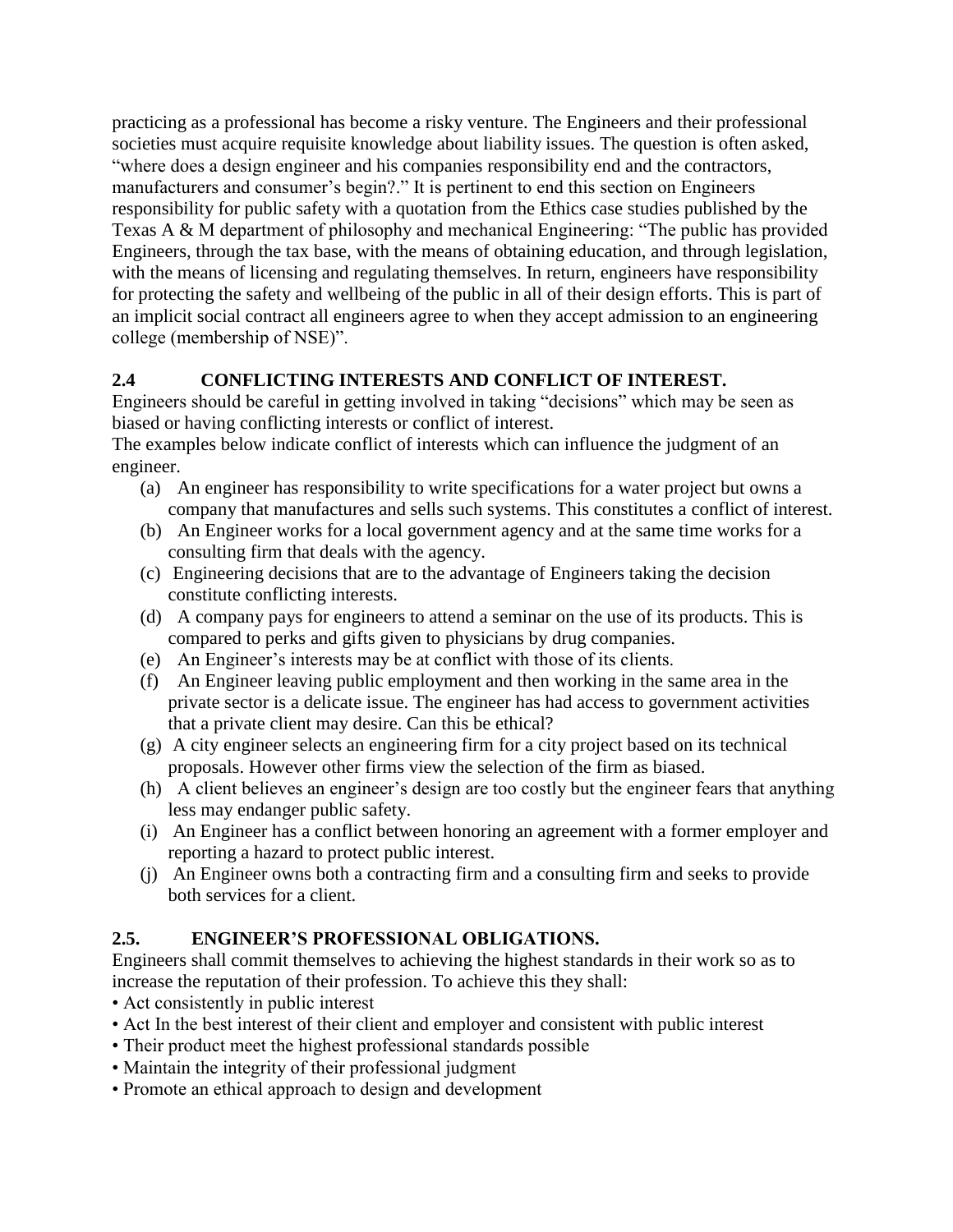practicing as a professional has become a risky venture. The Engineers and their professional societies must acquire requisite knowledge about liability issues. The question is often asked, "where does a design engineer and his companies responsibility end and the contractors, manufacturers and consumer's begin?." It is pertinent to end this section on Engineers responsibility for public safety with a quotation from the Ethics case studies published by the Texas A & M department of philosophy and mechanical Engineering: "The public has provided Engineers, through the tax base, with the means of obtaining education, and through legislation, with the means of licensing and regulating themselves. In return, engineers have responsibility for protecting the safety and wellbeing of the public in all of their design efforts. This is part of an implicit social contract all engineers agree to when they accept admission to an engineering college (membership of NSE)".

## 2.4 CONFLICTING INTERESTS AND CONFLICT OF INTEREST.

Engineers should be careful in getting involved in taking "decisions" which may be seen as biased or having conflicting interests or conflict of interest.

The examples below indicate conflict of interests which can influence the judgment of an engineer.

(a) An engineer has responsibility to write specifications for a water project but owns a company that manufactures and sells such systems. This constitutes a conflict of interest.

(b) An Engineer works for a local government agency and at the same time works for a consulting firm that deals with the agency.

(c) Engineering decisions that are to the advantage of Engineers taking the decision constitute conflicting interests.

(d) A company pays for engineers to attend a seminar on the use of its products. This is compared to perks and gifts given to physicians by drug companies.

(e) An Engineer's interests may be at conflict with those of its clients.

(f) An Engineer leaving public employment and then working in the same area in the private sector is a delicate issue. The engineer has had access to government activities that a private client may desire. Can this be ethical?

(g) A city engineer selects an engineering firm for a city project based on its technical proposals. However other firms view the selection of the firm as biased.

(h) A client believes an engineer's design are too costly but the engineer fears that anything less may endanger public safety.

(i) An Engineer has a conflict between honoring an agreement with a former employer and reporting a hazard to protect public interest.

(j) An Engineer owns both a contracting firm and a consulting firm and seeks to provide both services for a client.

## 2.5. ENGINEER'S PROFESSIONAL OBLIGATIONS.

Engineers shall commit themselves to achieving the highest standards in their work so as to increase the reputation of their profession. To achieve this they shall:

- Act consistently in public interest
- Act In the best interest of their client and employer and consistent with public interest
- Their product meet the highest professional standards possible
- Maintain the integrity of their professional judgment
- Promote an ethical approach to design and development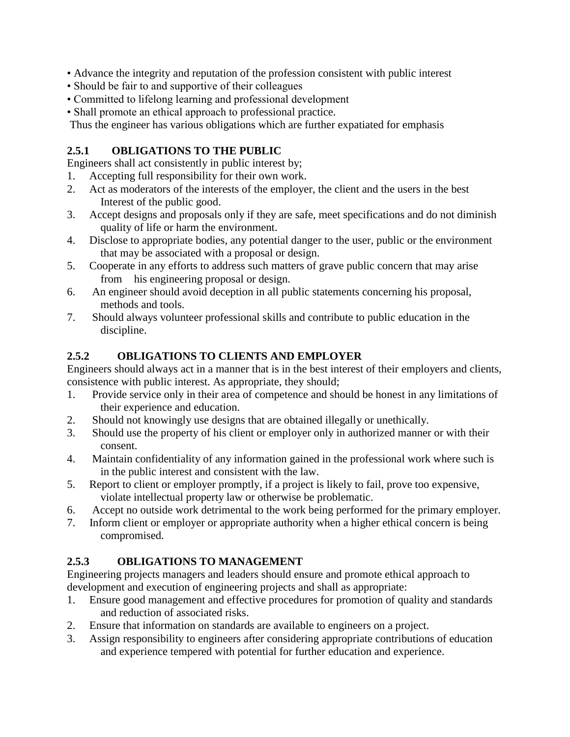- Advance the integrity and reputation of the profession consistent with public interest
- Should be fair to and supportive of their colleagues
- Committed to lifelong learning and professional development
- Shall promote an ethical approach to professional practice.

Thus the engineer has various obligations which are further expatiated for emphasis

### 2.5.1 OBLIGATIONS TO THE PUBLIC

Engineers shall act consistently in public interest by;

1. Accepting full responsibility for their own work.
2. Act as moderators of the interests of the employer, the client and the users in the best Interest of the public good.
3. Accept designs and proposals only if they are safe, meet specifications and do not diminish quality of life or harm the environment.
4. Disclose to appropriate bodies, any potential danger to the user, public or the environment that may be associated with a proposal or design.
5. Cooperate in any efforts to address such matters of grave public concern that may arise from his engineering proposal or design.
6. An engineer should avoid deception in all public statements concerning his proposal, methods and tools.
7. Should always volunteer professional skills and contribute to public education in the discipline.

### 2.5.2 OBLIGATIONS TO CLIENTS AND EMPLOYER

Engineers should always act in a manner that is in the best interest of their employers and clients, consistence with public interest. As appropriate, they should;

1. Provide service only in their area of competence and should be honest in any limitations of their experience and education.
2. Should not knowingly use designs that are obtained illegally or unethically.
3. Should use the property of his client or employer only in authorized manner or with their consent.
4. Maintain confidentiality of any information gained in the professional work where such is in the public interest and consistent with the law.
5. Report to client or employer promptly, if a project is likely to fail, prove too expensive, violate intellectual property law or otherwise be problematic.
6. Accept no outside work detrimental to the work being performed for the primary employer.
7. Inform client or employer or appropriate authority when a higher ethical concern is being compromised.

### 2.5.3 OBLIGATIONS TO MANAGEMENT

Engineering projects managers and leaders should ensure and promote ethical approach to development and execution of engineering projects and shall as appropriate:

1. Ensure good management and effective procedures for promotion of quality and standards and reduction of associated risks.
2. Ensure that information on standards are available to engineers on a project.
3. Assign responsibility to engineers after considering appropriate contributions of education and experience tempered with potential for further education and experience.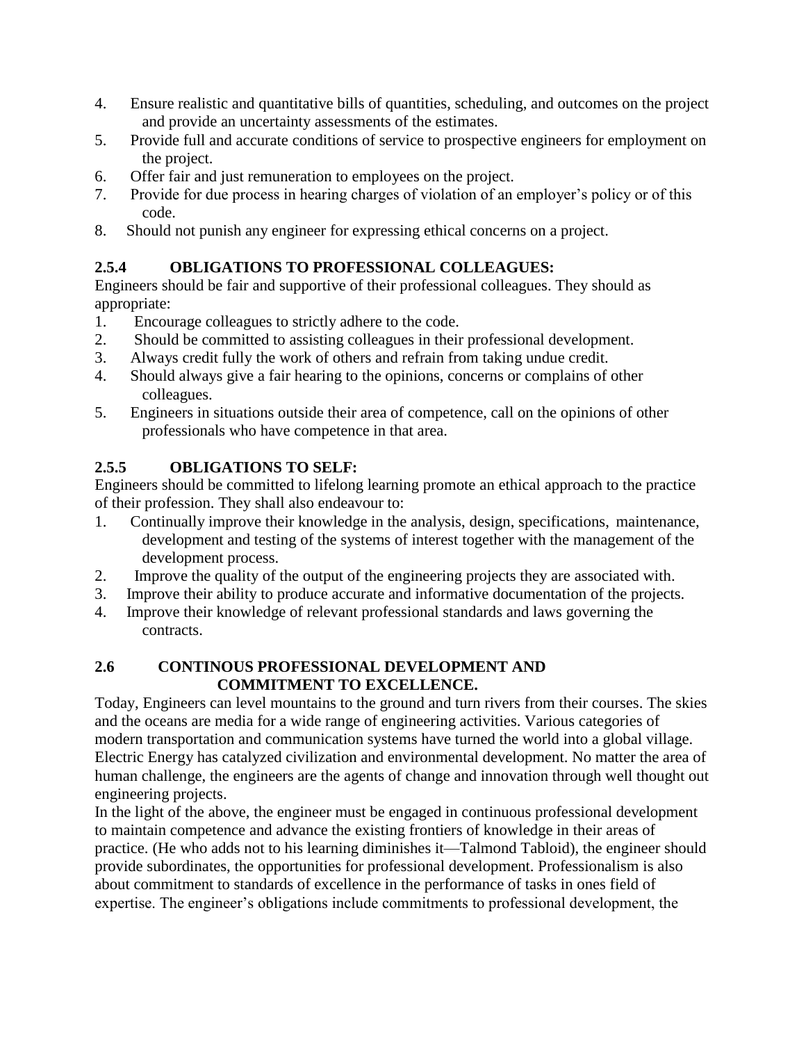4. Ensure realistic and quantitative bills of quantities, scheduling, and outcomes on the project and provide an uncertainty assessments of the estimates.
5. Provide full and accurate conditions of service to prospective engineers for employment on the project.
6. Offer fair and just remuneration to employees on the project.
7. Provide for due process in hearing charges of violation of an employer's policy or of this code.
8. Should not punish any engineer for expressing ethical concerns on a project.

### 2.5.4 OBLIGATIONS TO PROFESSIONAL COLLEAGUES:

Engineers should be fair and supportive of their professional colleagues. They should as appropriate:

1. Encourage colleagues to strictly adhere to the code.
2. Should be committed to assisting colleagues in their professional development.
3. Always credit fully the work of others and refrain from taking undue credit.
4. Should always give a fair hearing to the opinions, concerns or complains of other colleagues.
5. Engineers in situations outside their area of competence, call on the opinions of other professionals who have competence in that area.

### 2.5.5 OBLIGATIONS TO SELF:

Engineers should be committed to lifelong learning promote an ethical approach to the practice of their profession. They shall also endeavour to:

1. Continually improve their knowledge in the analysis, design, specifications, maintenance, development and testing of the systems of interest together with the management of the development process.
2. Improve the quality of the output of the engineering projects they are associated with.
3. Improve their ability to produce accurate and informative documentation of the projects.
4. Improve their knowledge of relevant professional standards and laws governing the contracts.

## 2.6 CONTINOUS PROFESSIONAL DEVELOPMENT AND COMMITMENT TO EXCELLENCE.

Today, Engineers can level mountains to the ground and turn rivers from their courses. The skies and the oceans are media for a wide range of engineering activities. Various categories of modern transportation and communication systems have turned the world into a global village. Electric Energy has catalyzed civilization and environmental development. No matter the area of human challenge, the engineers are the agents of change and innovation through well thought out engineering projects.

In the light of the above, the engineer must be engaged in continuous professional development to maintain competence and advance the existing frontiers of knowledge in their areas of practice. (He who adds not to his learning diminishes it—Talmond Tabloid), the engineer should provide subordinates, the opportunities for professional development. Professionalism is also about commitment to standards of excellence in the performance of tasks in ones field of expertise. The engineer's obligations include commitments to professional development, the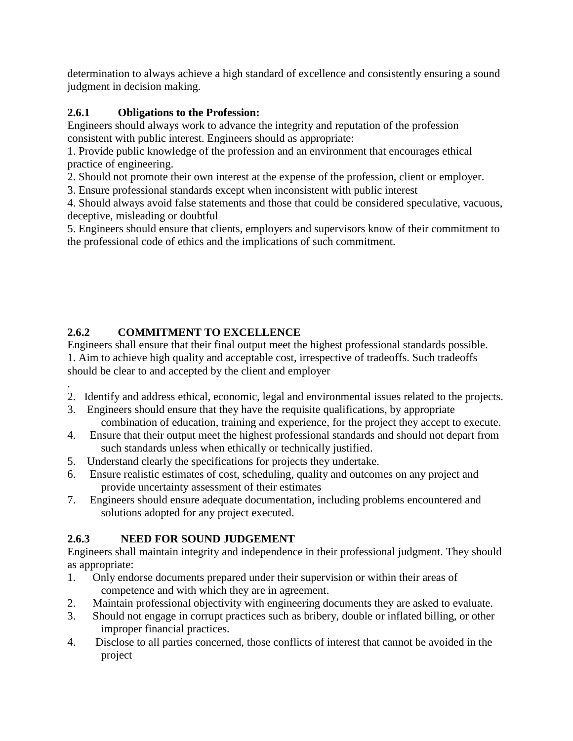determination to always achieve a high standard of excellence and consistently ensuring a sound judgment in decision making.

### 2.6.1 Obligations to the Profession:

Engineers should always work to advance the integrity and reputation of the profession consistent with public interest. Engineers should as appropriate:

1. Provide public knowledge of the profession and an environment that encourages ethical practice of engineering.
2. Should not promote their own interest at the expense of the profession, client or employer.
3. Ensure professional standards except when inconsistent with public interest
4. Should always avoid false statements and those that could be considered speculative, vacuous, deceptive, misleading or doubtful
5. Engineers should ensure that clients, employers and supervisors know of their commitment to the professional code of ethics and the implications of such commitment.

### 2.6.2 COMMITMENT TO EXCELLENCE

Engineers shall ensure that their final output meet the highest professional standards possible.

1. Aim to achieve high quality and acceptable cost, irrespective of tradeoffs. Such tradeoffs should be clear to and accepted by the client and employer
.
2. Identify and address ethical, economic, legal and environmental issues related to the projects.
3. Engineers should ensure that they have the requisite qualifications, by appropriate combination of education, training and experience, for the project they accept to execute.
4. Ensure that their output meet the highest professional standards and should not depart from such standards unless when ethically or technically justified.
5. Understand clearly the specifications for projects they undertake.
6. Ensure realistic estimates of cost, scheduling, quality and outcomes on any project and provide uncertainty assessment of their estimates
7. Engineers should ensure adequate documentation, including problems encountered and solutions adopted for any project executed.

### 2.6.3 NEED FOR SOUND JUDGEMENT

Engineers shall maintain integrity and independence in their professional judgment. They should as appropriate:

1. Only endorse documents prepared under their supervision or within their areas of competence and with which they are in agreement.
2. Maintain professional objectivity with engineering documents they are asked to evaluate.
3. Should not engage in corrupt practices such as bribery, double or inflated billing, or other improper financial practices.
4. Disclose to all parties concerned, those conflicts of interest that cannot be avoided in the project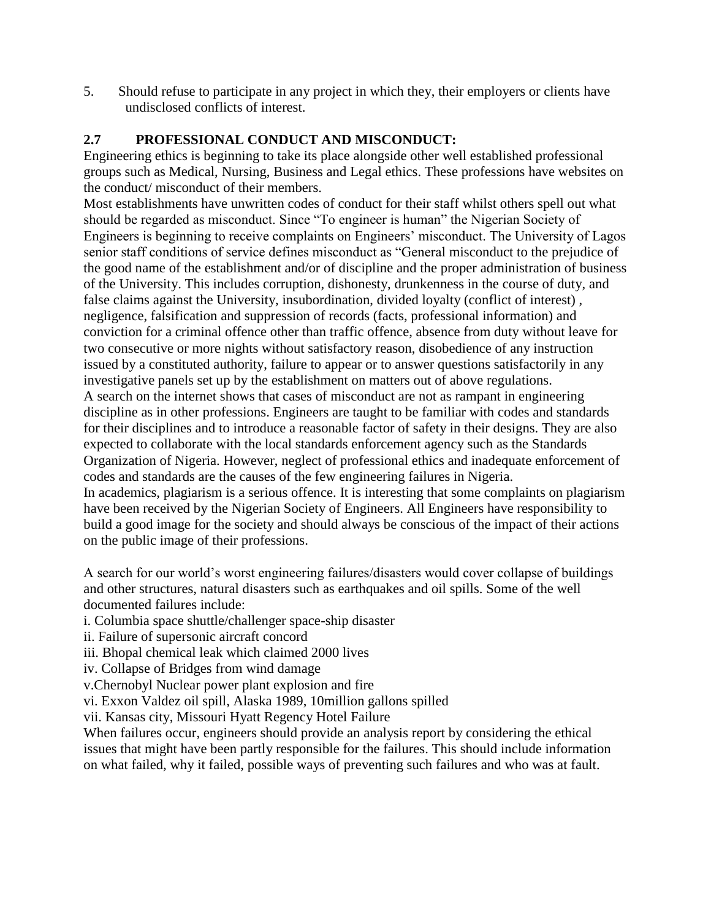5. Should refuse to participate in any project in which they, their employers or clients have undisclosed conflicts of interest.

## 2.7 PROFESSIONAL CONDUCT AND MISCONDUCT:

Engineering ethics is beginning to take its place alongside other well established professional groups such as Medical, Nursing, Business and Legal ethics. These professions have websites on the conduct/ misconduct of their members.

Most establishments have unwritten codes of conduct for their staff whilst others spell out what should be regarded as misconduct. Since "To engineer is human" the Nigerian Society of Engineers is beginning to receive complaints on Engineers' misconduct. The University of Lagos senior staff conditions of service defines misconduct as "General misconduct to the prejudice of the good name of the establishment and/or of discipline and the proper administration of business of the University. This includes corruption, dishonesty, drunkenness in the course of duty, and false claims against the University, insubordination, divided loyalty (conflict of interest) , negligence, falsification and suppression of records (facts, professional information) and conviction for a criminal offence other than traffic offence, absence from duty without leave for two consecutive or more nights without satisfactory reason, disobedience of any instruction issued by a constituted authority, failure to appear or to answer questions satisfactorily in any investigative panels set up by the establishment on matters out of above regulations.

A search on the internet shows that cases of misconduct are not as rampant in engineering discipline as in other professions. Engineers are taught to be familiar with codes and standards for their disciplines and to introduce a reasonable factor of safety in their designs. They are also expected to collaborate with the local standards enforcement agency such as the Standards Organization of Nigeria. However, neglect of professional ethics and inadequate enforcement of codes and standards are the causes of the few engineering failures in Nigeria.

In academics, plagiarism is a serious offence. It is interesting that some complaints on plagiarism have been received by the Nigerian Society of Engineers. All Engineers have responsibility to build a good image for the society and should always be conscious of the impact of their actions on the public image of their professions.

A search for our world's worst engineering failures/disasters would cover collapse of buildings and other structures, natural disasters such as earthquakes and oil spills. Some of the well documented failures include:

i. Columbia space shuttle/challenger space-ship disaster
ii. Failure of supersonic aircraft concord
iii. Bhopal chemical leak which claimed 2000 lives
iv. Collapse of Bridges from wind damage
v.Chernobyl Nuclear power plant explosion and fire
vi. Exxon Valdez oil spill, Alaska 1989, 10million gallons spilled
vii. Kansas city, Missouri Hyatt Regency Hotel Failure

When failures occur, engineers should provide an analysis report by considering the ethical issues that might have been partly responsible for the failures. This should include information on what failed, why it failed, possible ways of preventing such failures and who was at fault.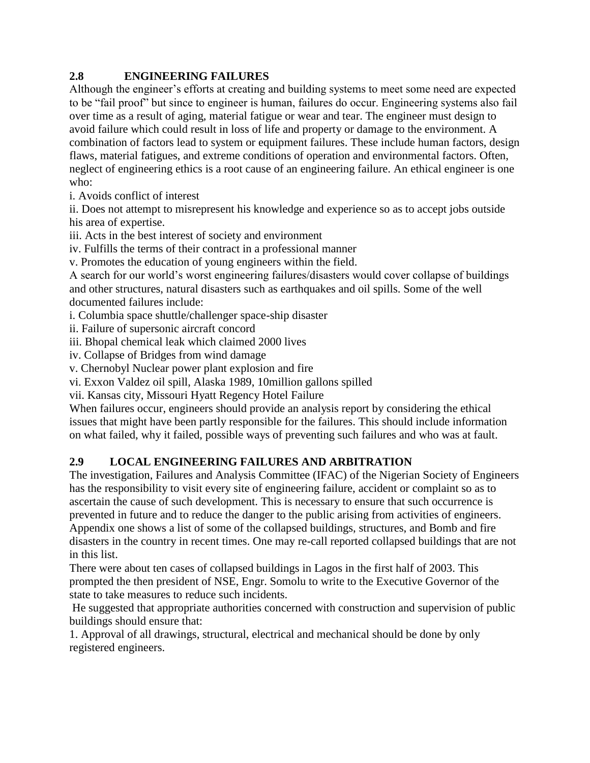## 2.8 ENGINEERING FAILURES

Although the engineer's efforts at creating and building systems to meet some need are expected to be "fail proof" but since to engineer is human, failures do occur. Engineering systems also fail over time as a result of aging, material fatigue or wear and tear. The engineer must design to avoid failure which could result in loss of life and property or damage to the environment. A combination of factors lead to system or equipment failures. These include human factors, design flaws, material fatigues, and extreme conditions of operation and environmental factors. Often, neglect of engineering ethics is a root cause of an engineering failure. An ethical engineer is one who:

i. Avoids conflict of interest

ii. Does not attempt to misrepresent his knowledge and experience so as to accept jobs outside his area of expertise.

iii. Acts in the best interest of society and environment

iv. Fulfills the terms of their contract in a professional manner

v. Promotes the education of young engineers within the field.

A search for our world's worst engineering failures/disasters would cover collapse of buildings and other structures, natural disasters such as earthquakes and oil spills. Some of the well documented failures include:

i. Columbia space shuttle/challenger space-ship disaster

ii. Failure of supersonic aircraft concord

iii. Bhopal chemical leak which claimed 2000 lives

iv. Collapse of Bridges from wind damage

v. Chernobyl Nuclear power plant explosion and fire

vi. Exxon Valdez oil spill, Alaska 1989, 10million gallons spilled

vii. Kansas city, Missouri Hyatt Regency Hotel Failure

When failures occur, engineers should provide an analysis report by considering the ethical issues that might have been partly responsible for the failures. This should include information on what failed, why it failed, possible ways of preventing such failures and who was at fault.

## 2.9 LOCAL ENGINEERING FAILURES AND ARBITRATION

The investigation, Failures and Analysis Committee (IFAC) of the Nigerian Society of Engineers has the responsibility to visit every site of engineering failure, accident or complaint so as to ascertain the cause of such development. This is necessary to ensure that such occurrence is prevented in future and to reduce the danger to the public arising from activities of engineers. Appendix one shows a list of some of the collapsed buildings, structures, and Bomb and fire disasters in the country in recent times. One may re-call reported collapsed buildings that are not in this list.

There were about ten cases of collapsed buildings in Lagos in the first half of 2003. This prompted the then president of NSE, Engr. Somolu to write to the Executive Governor of the state to take measures to reduce such incidents.

He suggested that appropriate authorities concerned with construction and supervision of public buildings should ensure that:

1. Approval of all drawings, structural, electrical and mechanical should be done by only registered engineers.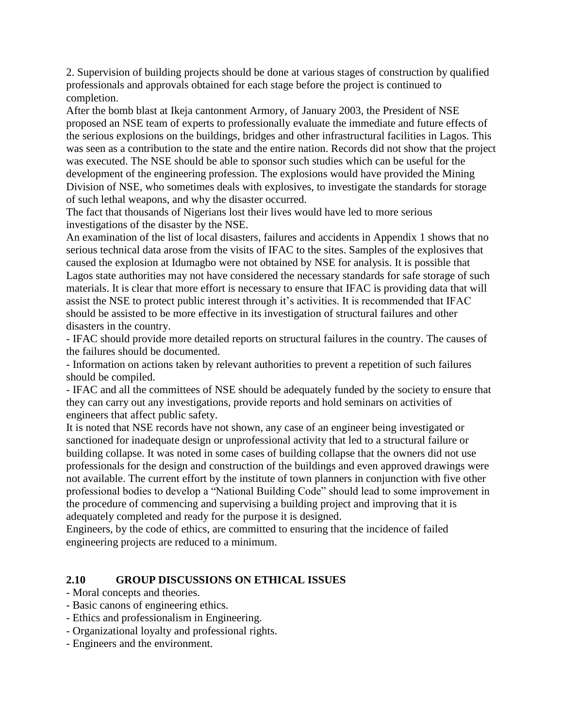2. Supervision of building projects should be done at various stages of construction by qualified professionals and approvals obtained for each stage before the project is continued to completion.

After the bomb blast at Ikeja cantonment Armory, of January 2003, the President of NSE proposed an NSE team of experts to professionally evaluate the immediate and future effects of the serious explosions on the buildings, bridges and other infrastructural facilities in Lagos. This was seen as a contribution to the state and the entire nation. Records did not show that the project was executed. The NSE should be able to sponsor such studies which can be useful for the development of the engineering profession. The explosions would have provided the Mining Division of NSE, who sometimes deals with explosives, to investigate the standards for storage of such lethal weapons, and why the disaster occurred.

The fact that thousands of Nigerians lost their lives would have led to more serious investigations of the disaster by the NSE.

An examination of the list of local disasters, failures and accidents in Appendix 1 shows that no serious technical data arose from the visits of IFAC to the sites. Samples of the explosives that caused the explosion at Idumagbo were not obtained by NSE for analysis. It is possible that Lagos state authorities may not have considered the necessary standards for safe storage of such materials. It is clear that more effort is necessary to ensure that IFAC is providing data that will assist the NSE to protect public interest through it's activities. It is recommended that IFAC should be assisted to be more effective in its investigation of structural failures and other disasters in the country.

- IFAC should provide more detailed reports on structural failures in the country. The causes of the failures should be documented.
- Information on actions taken by relevant authorities to prevent a repetition of such failures should be compiled.
- IFAC and all the committees of NSE should be adequately funded by the society to ensure that they can carry out any investigations, provide reports and hold seminars on activities of engineers that affect public safety.

It is noted that NSE records have not shown, any case of an engineer being investigated or sanctioned for inadequate design or unprofessional activity that led to a structural failure or building collapse. It was noted in some cases of building collapse that the owners did not use professionals for the design and construction of the buildings and even approved drawings were not available. The current effort by the institute of town planners in conjunction with five other professional bodies to develop a "National Building Code" should lead to some improvement in the procedure of commencing and supervising a building project and improving that it is adequately completed and ready for the purpose it is designed.

Engineers, by the code of ethics, are committed to ensuring that the incidence of failed engineering projects are reduced to a minimum.

## 2.10 GROUP DISCUSSIONS ON ETHICAL ISSUES

- Moral concepts and theories.
- Basic canons of engineering ethics.
- Ethics and professionalism in Engineering.
- Organizational loyalty and professional rights.
- Engineers and the environment.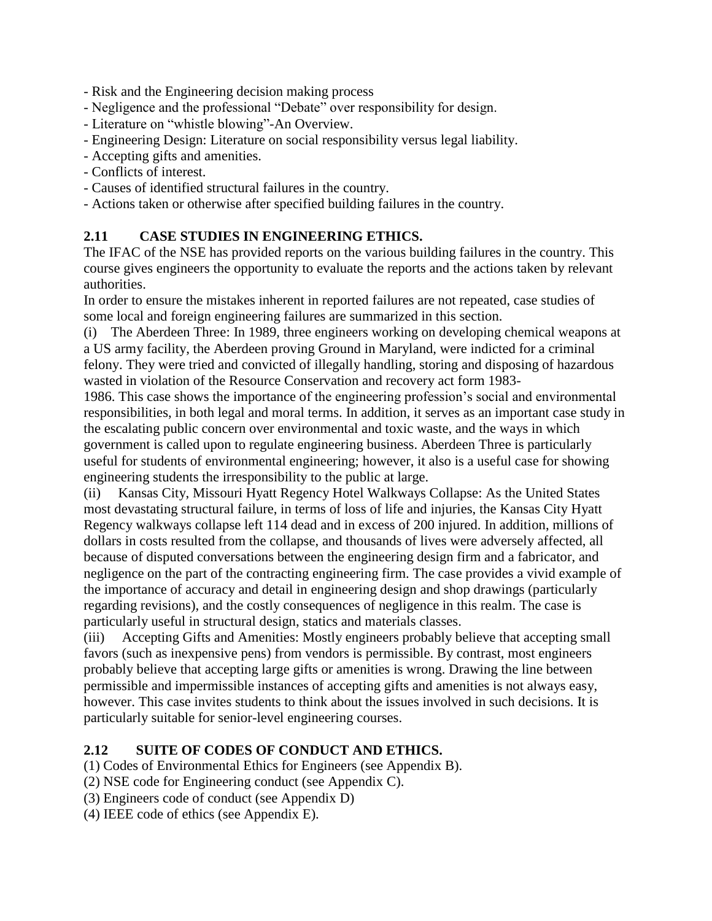- Risk and the Engineering decision making process
- Negligence and the professional "Debate" over responsibility for design.
- Literature on "whistle blowing"-An Overview.
- Engineering Design: Literature on social responsibility versus legal liability.
- Accepting gifts and amenities.
- Conflicts of interest.
- Causes of identified structural failures in the country.
- Actions taken or otherwise after specified building failures in the country.

## 2.11 CASE STUDIES IN ENGINEERING ETHICS.

The IFAC of the NSE has provided reports on the various building failures in the country. This course gives engineers the opportunity to evaluate the reports and the actions taken by relevant authorities.

In order to ensure the mistakes inherent in reported failures are not repeated, case studies of some local and foreign engineering failures are summarized in this section.

(i) The Aberdeen Three: In 1989, three engineers working on developing chemical weapons at a US army facility, the Aberdeen proving Ground in Maryland, were indicted for a criminal felony. They were tried and convicted of illegally handling, storing and disposing of hazardous wasted in violation of the Resource Conservation and recovery act form 1983-1986. This case shows the importance of the engineering profession's social and environmental responsibilities, in both legal and moral terms. In addition, it serves as an important case study in the escalating public concern over environmental and toxic waste, and the ways in which government is called upon to regulate engineering business. Aberdeen Three is particularly useful for students of environmental engineering; however, it also is a useful case for showing engineering students the irresponsibility to the public at large.

(ii) Kansas City, Missouri Hyatt Regency Hotel Walkways Collapse: As the United States most devastating structural failure, in terms of loss of life and injuries, the Kansas City Hyatt Regency walkways collapse left 114 dead and in excess of 200 injured. In addition, millions of dollars in costs resulted from the collapse, and thousands of lives were adversely affected, all because of disputed conversations between the engineering design firm and a fabricator, and negligence on the part of the contracting engineering firm. The case provides a vivid example of the importance of accuracy and detail in engineering design and shop drawings (particularly regarding revisions), and the costly consequences of negligence in this realm. The case is particularly useful in structural design, statics and materials classes.

(iii) Accepting Gifts and Amenities: Mostly engineers probably believe that accepting small favors (such as inexpensive pens) from vendors is permissible. By contrast, most engineers probably believe that accepting large gifts or amenities is wrong. Drawing the line between permissible and impermissible instances of accepting gifts and amenities is not always easy, however. This case invites students to think about the issues involved in such decisions. It is particularly suitable for senior-level engineering courses.

## 2.12 SUITE OF CODES OF CONDUCT AND ETHICS.

(1) Codes of Environmental Ethics for Engineers (see Appendix B).
(2) NSE code for Engineering conduct (see Appendix C).
(3) Engineers code of conduct (see Appendix D)
(4) IEEE code of ethics (see Appendix E).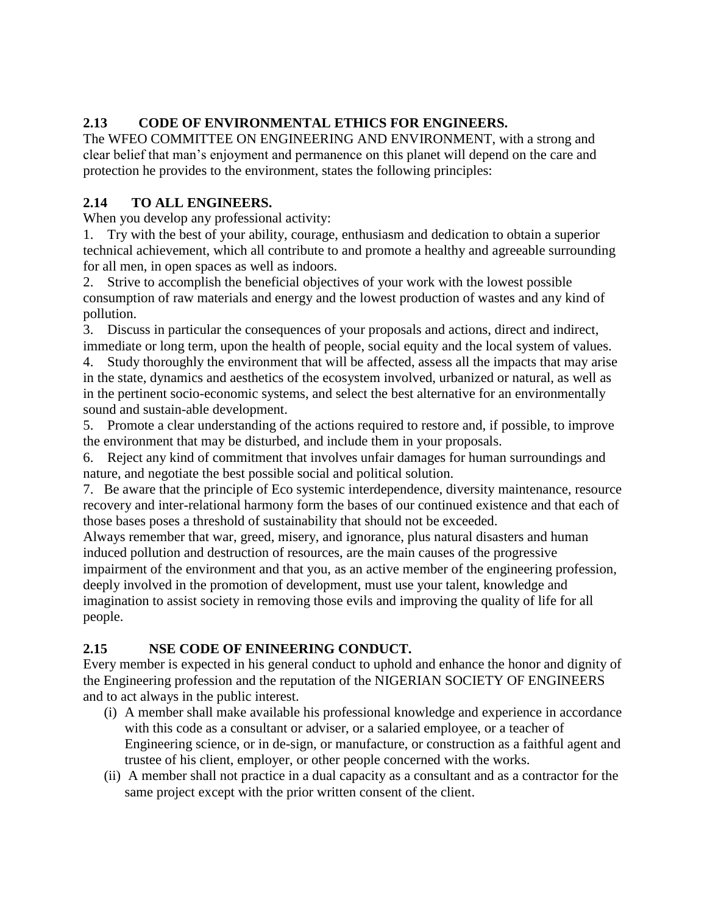## 2.13 CODE OF ENVIRONMENTAL ETHICS FOR ENGINEERS.

The WFEO COMMITTEE ON ENGINEERING AND ENVIRONMENT, with a strong and clear belief that man's enjoyment and permanence on this planet will depend on the care and protection he provides to the environment, states the following principles:

## 2.14 TO ALL ENGINEERS.

When you develop any professional activity:

1. Try with the best of your ability, courage, enthusiasm and dedication to obtain a superior technical achievement, which all contribute to and promote a healthy and agreeable surrounding for all men, in open spaces as well as indoors.
2. Strive to accomplish the beneficial objectives of your work with the lowest possible consumption of raw materials and energy and the lowest production of wastes and any kind of pollution.
3. Discuss in particular the consequences of your proposals and actions, direct and indirect, immediate or long term, upon the health of people, social equity and the local system of values.
4. Study thoroughly the environment that will be affected, assess all the impacts that may arise in the state, dynamics and aesthetics of the ecosystem involved, urbanized or natural, as well as in the pertinent socio-economic systems, and select the best alternative for an environmentally sound and sustain-able development.
5. Promote a clear understanding of the actions required to restore and, if possible, to improve the environment that may be disturbed, and include them in your proposals.
6. Reject any kind of commitment that involves unfair damages for human surroundings and nature, and negotiate the best possible social and political solution.
7. Be aware that the principle of Eco systemic interdependence, diversity maintenance, resource recovery and inter-relational harmony form the bases of our continued existence and that each of those bases poses a threshold of sustainability that should not be exceeded.

Always remember that war, greed, misery, and ignorance, plus natural disasters and human induced pollution and destruction of resources, are the main causes of the progressive impairment of the environment and that you, as an active member of the engineering profession, deeply involved in the promotion of development, must use your talent, knowledge and imagination to assist society in removing those evils and improving the quality of life for all people.

## 2.15 NSE CODE OF ENINEERING CONDUCT.

Every member is expected in his general conduct to uphold and enhance the honor and dignity of the Engineering profession and the reputation of the NIGERIAN SOCIETY OF ENGINEERS and to act always in the public interest.

(i) A member shall make available his professional knowledge and experience in accordance with this code as a consultant or adviser, or a salaried employee, or a teacher of Engineering science, or in de-sign, or manufacture, or construction as a faithful agent and trustee of his client, employer, or other people concerned with the works.

(ii) A member shall not practice in a dual capacity as a consultant and as a contractor for the same project except with the prior written consent of the client.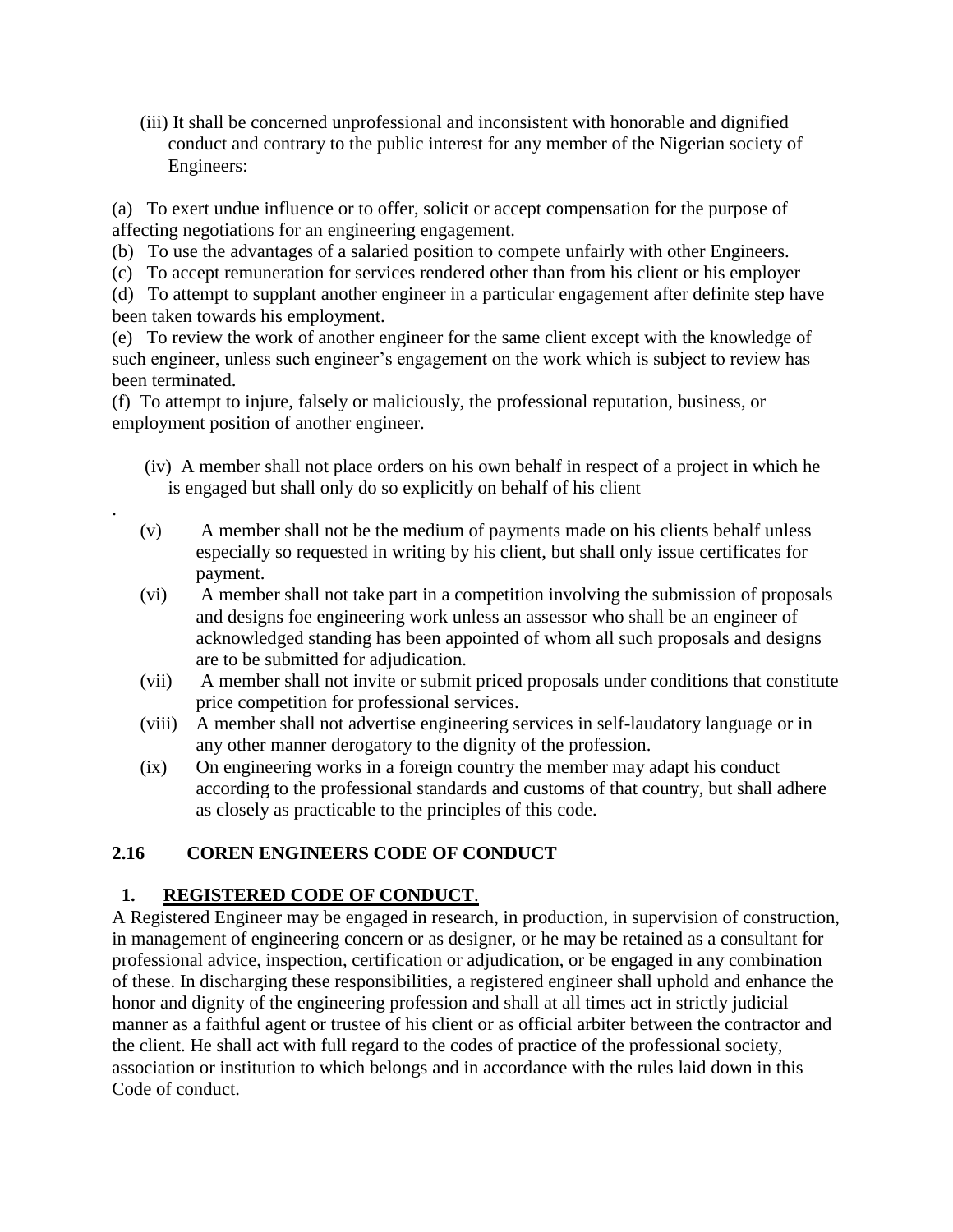(iii) It shall be concerned unprofessional and inconsistent with honorable and dignified conduct and contrary to the public interest for any member of the Nigerian society of Engineers:

(a) To exert undue influence or to offer, solicit or accept compensation for the purpose of affecting negotiations for an engineering engagement.

(b) To use the advantages of a salaried position to compete unfairly with other Engineers.

(c) To accept remuneration for services rendered other than from his client or his employer

(d) To attempt to supplant another engineer in a particular engagement after definite step have been taken towards his employment.

(e) To review the work of another engineer for the same client except with the knowledge of such engineer, unless such engineer's engagement on the work which is subject to review has been terminated.

(f) To attempt to injure, falsely or maliciously, the professional reputation, business, or employment position of another engineer.

(iv) A member shall not place orders on his own behalf in respect of a project in which he is engaged but shall only do so explicitly on behalf of his client

.

(v) A member shall not be the medium of payments made on his clients behalf unless especially so requested in writing by his client, but shall only issue certificates for payment.

(vi) A member shall not take part in a competition involving the submission of proposals and designs foe engineering work unless an assessor who shall be an engineer of acknowledged standing has been appointed of whom all such proposals and designs are to be submitted for adjudication.

(vii) A member shall not invite or submit priced proposals under conditions that constitute price competition for professional services.

(viii) A member shall not advertise engineering services in self-laudatory language or in any other manner derogatory to the dignity of the profession.

(ix) On engineering works in a foreign country the member may adapt his conduct according to the professional standards and customs of that country, but shall adhere as closely as practicable to the principles of this code.

## 2.16 COREN ENGINEERS CODE OF CONDUCT

### 1. <u>REGISTERED CODE OF CONDUCT</u>.

A Registered Engineer may be engaged in research, in production, in supervision of construction, in management of engineering concern or as designer, or he may be retained as a consultant for professional advice, inspection, certification or adjudication, or be engaged in any combination of these. In discharging these responsibilities, a registered engineer shall uphold and enhance the honor and dignity of the engineering profession and shall at all times act in strictly judicial manner as a faithful agent or trustee of his client or as official arbiter between the contractor and the client. He shall act with full regard to the codes of practice of the professional society, association or institution to which belongs and in accordance with the rules laid down in this Code of conduct.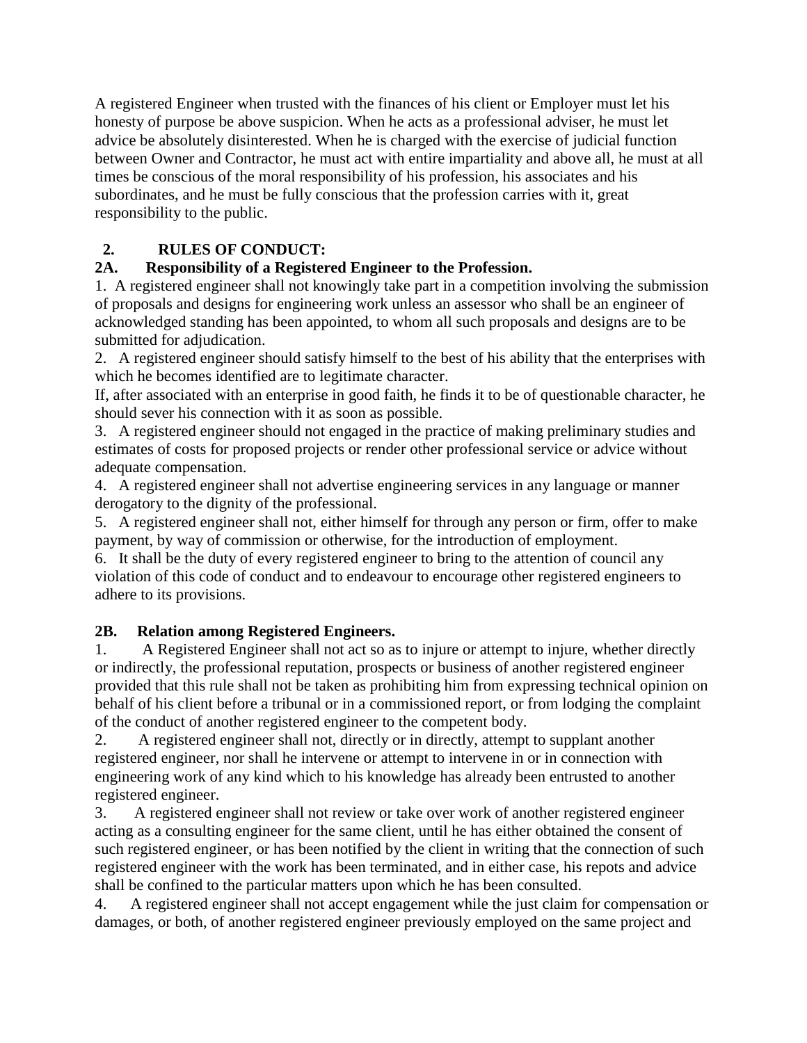A registered Engineer when trusted with the finances of his client or Employer must let his honesty of purpose be above suspicion. When he acts as a professional adviser, he must let advice be absolutely disinterested. When he is charged with the exercise of judicial function between Owner and Contractor, he must act with entire impartiality and above all, he must at all times be conscious of the moral responsibility of his profession, his associates and his subordinates, and he must be fully conscious that the profession carries with it, great responsibility to the public.

## 2. RULES OF CONDUCT:

### 2A. Responsibility of a Registered Engineer to the Profession.

1. A registered engineer shall not knowingly take part in a competition involving the submission of proposals and designs for engineering work unless an assessor who shall be an engineer of acknowledged standing has been appointed, to whom all such proposals and designs are to be submitted for adjudication.
2. A registered engineer should satisfy himself to the best of his ability that the enterprises with which he becomes identified are to legitimate character.
   If, after associated with an enterprise in good faith, he finds it to be of questionable character, he should sever his connection with it as soon as possible.
3. A registered engineer should not engaged in the practice of making preliminary studies and estimates of costs for proposed projects or render other professional service or advice without adequate compensation.
4. A registered engineer shall not advertise engineering services in any language or manner derogatory to the dignity of the professional.
5. A registered engineer shall not, either himself for through any person or firm, offer to make payment, by way of commission or otherwise, for the introduction of employment.
6. It shall be the duty of every registered engineer to bring to the attention of council any violation of this code of conduct and to endeavour to encourage other registered engineers to adhere to its provisions.

### 2B. Relation among Registered Engineers.

1. A Registered Engineer shall not act so as to injure or attempt to injure, whether directly or indirectly, the professional reputation, prospects or business of another registered engineer provided that this rule shall not be taken as prohibiting him from expressing technical opinion on behalf of his client before a tribunal or in a commissioned report, or from lodging the complaint of the conduct of another registered engineer to the competent body.
2. A registered engineer shall not, directly or in directly, attempt to supplant another registered engineer, nor shall he intervene or attempt to intervene in or in connection with engineering work of any kind which to his knowledge has already been entrusted to another registered engineer.
3. A registered engineer shall not review or take over work of another registered engineer acting as a consulting engineer for the same client, until he has either obtained the consent of such registered engineer, or has been notified by the client in writing that the connection of such registered engineer with the work has been terminated, and in either case, his repots and advice shall be confined to the particular matters upon which he has been consulted.
4. A registered engineer shall not accept engagement while the just claim for compensation or damages, or both, of another registered engineer previously employed on the same project and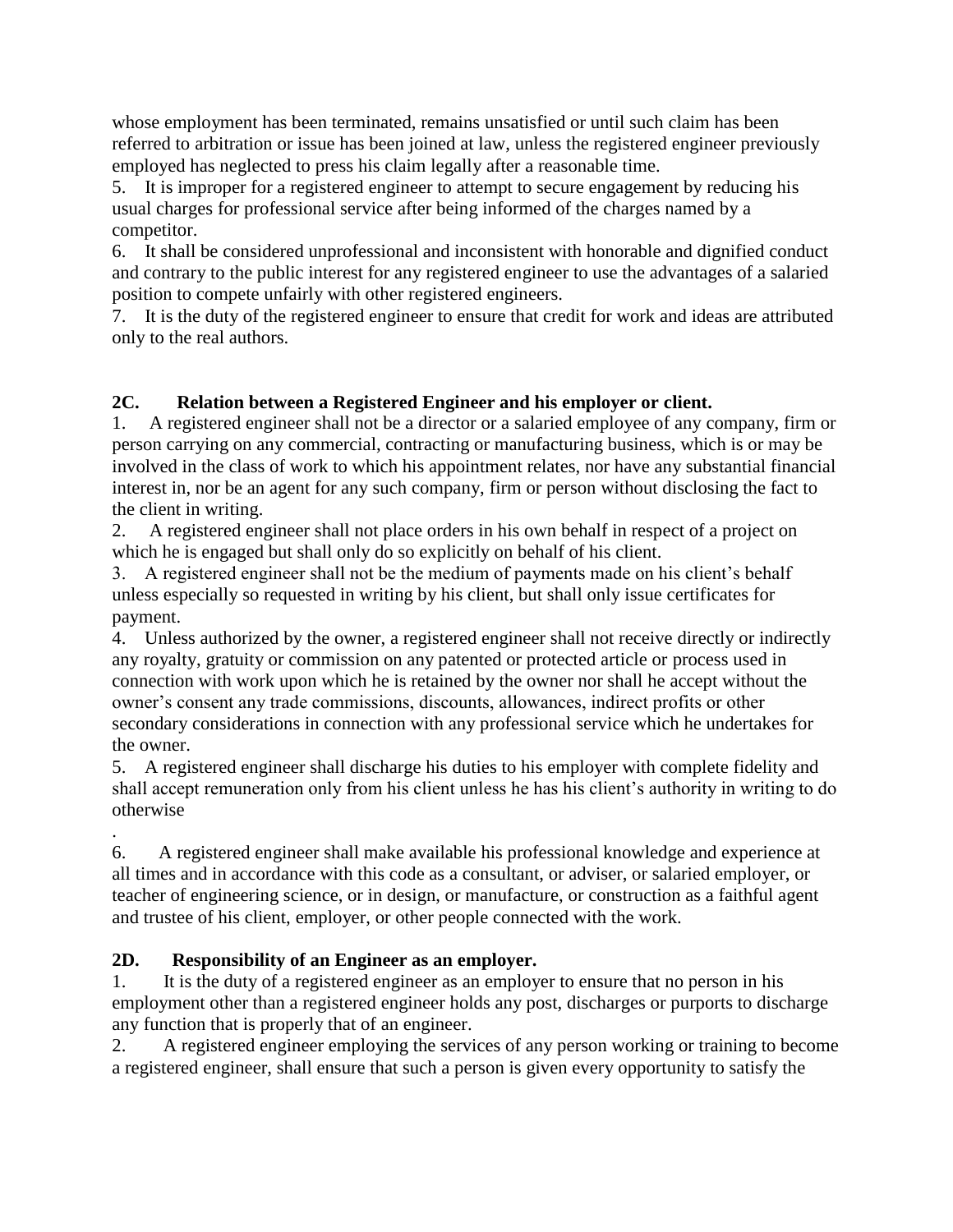whose employment has been terminated, remains unsatisfied or until such claim has been referred to arbitration or issue has been joined at law, unless the registered engineer previously employed has neglected to press his claim legally after a reasonable time.

5. It is improper for a registered engineer to attempt to secure engagement by reducing his usual charges for professional service after being informed of the charges named by a competitor.

6. It shall be considered unprofessional and inconsistent with honorable and dignified conduct and contrary to the public interest for any registered engineer to use the advantages of a salaried position to compete unfairly with other registered engineers.

7. It is the duty of the registered engineer to ensure that credit for work and ideas are attributed only to the real authors.

**2C. Relation between a Registered Engineer and his employer or client.**

1. A registered engineer shall not be a director or a salaried employee of any company, firm or person carrying on any commercial, contracting or manufacturing business, which is or may be involved in the class of work to which his appointment relates, nor have any substantial financial interest in, nor be an agent for any such company, firm or person without disclosing the fact to the client in writing.

2. A registered engineer shall not place orders in his own behalf in respect of a project on which he is engaged but shall only do so explicitly on behalf of his client.

3. A registered engineer shall not be the medium of payments made on his client's behalf unless especially so requested in writing by his client, but shall only issue certificates for payment.

4. Unless authorized by the owner, a registered engineer shall not receive directly or indirectly any royalty, gratuity or commission on any patented or protected article or process used in connection with work upon which he is retained by the owner nor shall he accept without the owner's consent any trade commissions, discounts, allowances, indirect profits or other secondary considerations in connection with any professional service which he undertakes for the owner.

5. A registered engineer shall discharge his duties to his employer with complete fidelity and shall accept remuneration only from his client unless he has his client's authority in writing to do otherwise

.

6. A registered engineer shall make available his professional knowledge and experience at all times and in accordance with this code as a consultant, or adviser, or salaried employer, or teacher of engineering science, or in design, or manufacture, or construction as a faithful agent and trustee of his client, employer, or other people connected with the work.

**2D. Responsibility of an Engineer as an employer.**

1. It is the duty of a registered engineer as an employer to ensure that no person in his employment other than a registered engineer holds any post, discharges or purports to discharge any function that is properly that of an engineer.

2. A registered engineer employing the services of any person working or training to become a registered engineer, shall ensure that such a person is given every opportunity to satisfy the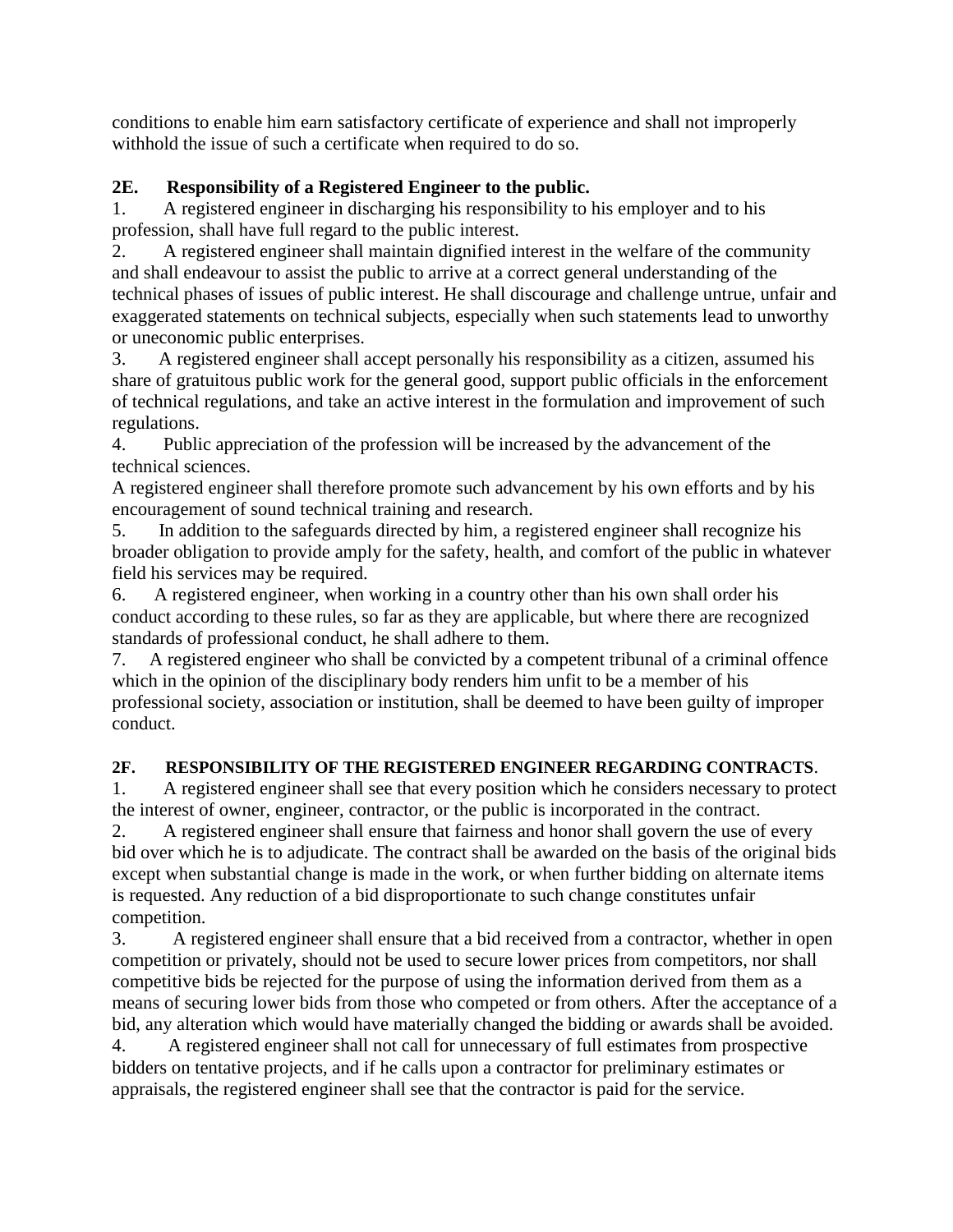conditions to enable him earn satisfactory certificate of experience and shall not improperly withhold the issue of such a certificate when required to do so.

### 2E. Responsibility of a Registered Engineer to the public.

1. A registered engineer in discharging his responsibility to his employer and to his profession, shall have full regard to the public interest.
2. A registered engineer shall maintain dignified interest in the welfare of the community and shall endeavour to assist the public to arrive at a correct general understanding of the technical phases of issues of public interest. He shall discourage and challenge untrue, unfair and exaggerated statements on technical subjects, especially when such statements lead to unworthy or uneconomic public enterprises.
3. A registered engineer shall accept personally his responsibility as a citizen, assumed his share of gratuitous public work for the general good, support public officials in the enforcement of technical regulations, and take an active interest in the formulation and improvement of such regulations.
4. Public appreciation of the profession will be increased by the advancement of the technical sciences.
A registered engineer shall therefore promote such advancement by his own efforts and by his encouragement of sound technical training and research.
5. In addition to the safeguards directed by him, a registered engineer shall recognize his broader obligation to provide amply for the safety, health, and comfort of the public in whatever field his services may be required.
6. A registered engineer, when working in a country other than his own shall order his conduct according to these rules, so far as they are applicable, but where there are recognized standards of professional conduct, he shall adhere to them.
7. A registered engineer who shall be convicted by a competent tribunal of a criminal offence which in the opinion of the disciplinary body renders him unfit to be a member of his professional society, association or institution, shall be deemed to have been guilty of improper conduct.

### 2F. RESPONSIBILITY OF THE REGISTERED ENGINEER REGARDING CONTRACTS.

1. A registered engineer shall see that every position which he considers necessary to protect the interest of owner, engineer, contractor, or the public is incorporated in the contract.
2. A registered engineer shall ensure that fairness and honor shall govern the use of every bid over which he is to adjudicate. The contract shall be awarded on the basis of the original bids except when substantial change is made in the work, or when further bidding on alternate items is requested. Any reduction of a bid disproportionate to such change constitutes unfair competition.
3. A registered engineer shall ensure that a bid received from a contractor, whether in open competition or privately, should not be used to secure lower prices from competitors, nor shall competitive bids be rejected for the purpose of using the information derived from them as a means of securing lower bids from those who competed or from others. After the acceptance of a bid, any alteration which would have materially changed the bidding or awards shall be avoided.
4. A registered engineer shall not call for unnecessary of full estimates from prospective bidders on tentative projects, and if he calls upon a contractor for preliminary estimates or appraisals, the registered engineer shall see that the contractor is paid for the service.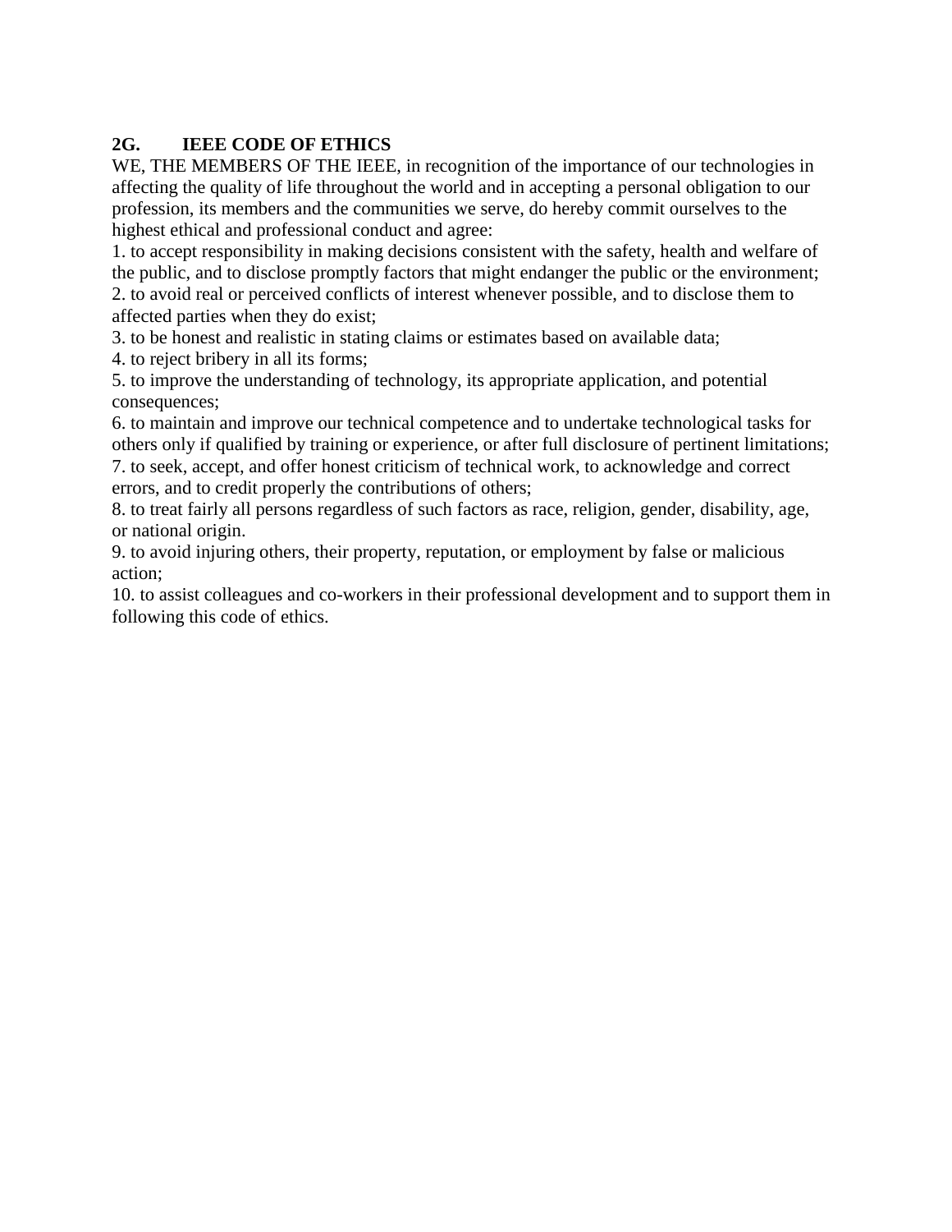## 2G. IEEE CODE OF ETHICS

WE, THE MEMBERS OF THE IEEE, in recognition of the importance of our technologies in affecting the quality of life throughout the world and in accepting a personal obligation to our profession, its members and the communities we serve, do hereby commit ourselves to the highest ethical and professional conduct and agree:

1. to accept responsibility in making decisions consistent with the safety, health and welfare of the public, and to disclose promptly factors that might endanger the public or the environment;
2. to avoid real or perceived conflicts of interest whenever possible, and to disclose them to affected parties when they do exist;
3. to be honest and realistic in stating claims or estimates based on available data;
4. to reject bribery in all its forms;
5. to improve the understanding of technology, its appropriate application, and potential consequences;
6. to maintain and improve our technical competence and to undertake technological tasks for others only if qualified by training or experience, or after full disclosure of pertinent limitations;
7. to seek, accept, and offer honest criticism of technical work, to acknowledge and correct errors, and to credit properly the contributions of others;
8. to treat fairly all persons regardless of such factors as race, religion, gender, disability, age, or national origin.
9. to avoid injuring others, their property, reputation, or employment by false or malicious action;
10. to assist colleagues and co-workers in their professional development and to support them in following this code of ethics.